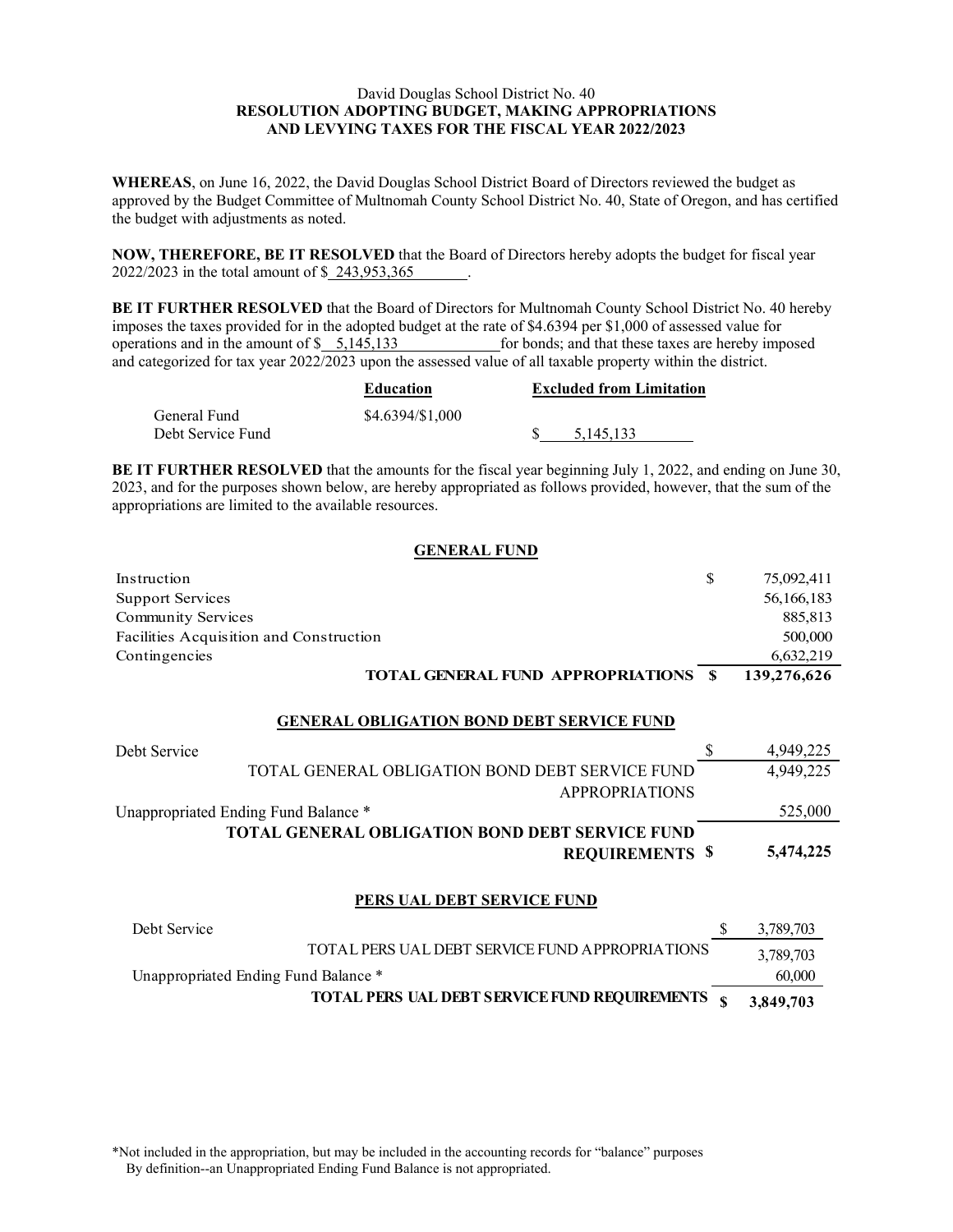David Douglas School District No. 40

**RESOLUTION ADOPTING BUDGET, MAKING APPROPRIATIONS AND LEVYING TAXES FOR THE FISCAL YEAR 2022/2023**

**WHEREAS**, on June 16, 2022, the David Douglas School District Board of Directors reviewed the budget as approved by the Budget Committee of Multnomah County School District No. 40, State of Oregon, and has certified the budget with adjustments as noted.

**NOW, THEREFORE, BE IT RESOLVED** that the Board of Directors hereby adopts the budget for fiscal year 2022/2023 in the total amount of $ 243,953,365 .

**BE IT FURTHER RESOLVED** that the Board of Directors for Multnomah County School District No. 40 hereby imposes the taxes provided for in the adopted budget at the rate of $4.6394 per $1,000 of assessed value for operations and in the amount of $ 5,145,133 for bonds; and that these taxes are hereby imposed and categorized for tax year 2022/2023 upon the assessed value of all taxable property within the district.

| | **Education** | **Excluded from Limitation** |
|---|---|---|
| General Fund | $4.6394/$1,000 | |
| Debt Service Fund | | $ 5,145,133 |

**BE IT FURTHER RESOLVED** that the amounts for the fiscal year beginning July 1, 2022, and ending on June 30, 2023, and for the purposes shown below, are hereby appropriated as follows provided, however, that the sum of the appropriations are limited to the available resources.

**GENERAL FUND**

| | | |
|---|---|---|
| Instruction | $ | 75,092,411 |
| Support Services | | 56,166,183 |
| Community Services | | 885,813 |
| Facilities Acquisition and Construction | | 500,000 |
| Contingencies | | 6,632,219 |
| **TOTAL GENERAL FUND APPROPRIATIONS** | **$** | **139,276,626** |

**GENERAL OBLIGATION BOND DEBT SERVICE FUND**

| | | |
|---|---|---|
| Debt Service | $ | 4,949,225 |
| TOTAL GENERAL OBLIGATION BOND DEBT SERVICE FUND APPROPRIATIONS | | 4,949,225 |
| Unappropriated Ending Fund Balance * | | 525,000 |
| **TOTAL GENERAL OBLIGATION BOND DEBT SERVICE FUND REQUIREMENTS** | **$** | **5,474,225** |

**PERS UAL DEBT SERVICE FUND**

| | | |
|---|---|---|
| Debt Service | $ | 3,789,703 |
| TOTAL PERS UAL DEBT SERVICE FUND APPROPRIATIONS | | 3,789,703 |
| Unappropriated Ending Fund Balance * | | 60,000 |
| **TOTAL PERS UAL DEBT SERVICE FUND REQUIREMENTS** | **$** | **3,849,703** |

*Not included in the appropriation, but may be included in the accounting records for "balance" purposes
By definition--an Unappropriated Ending Fund Balance is not appropriated.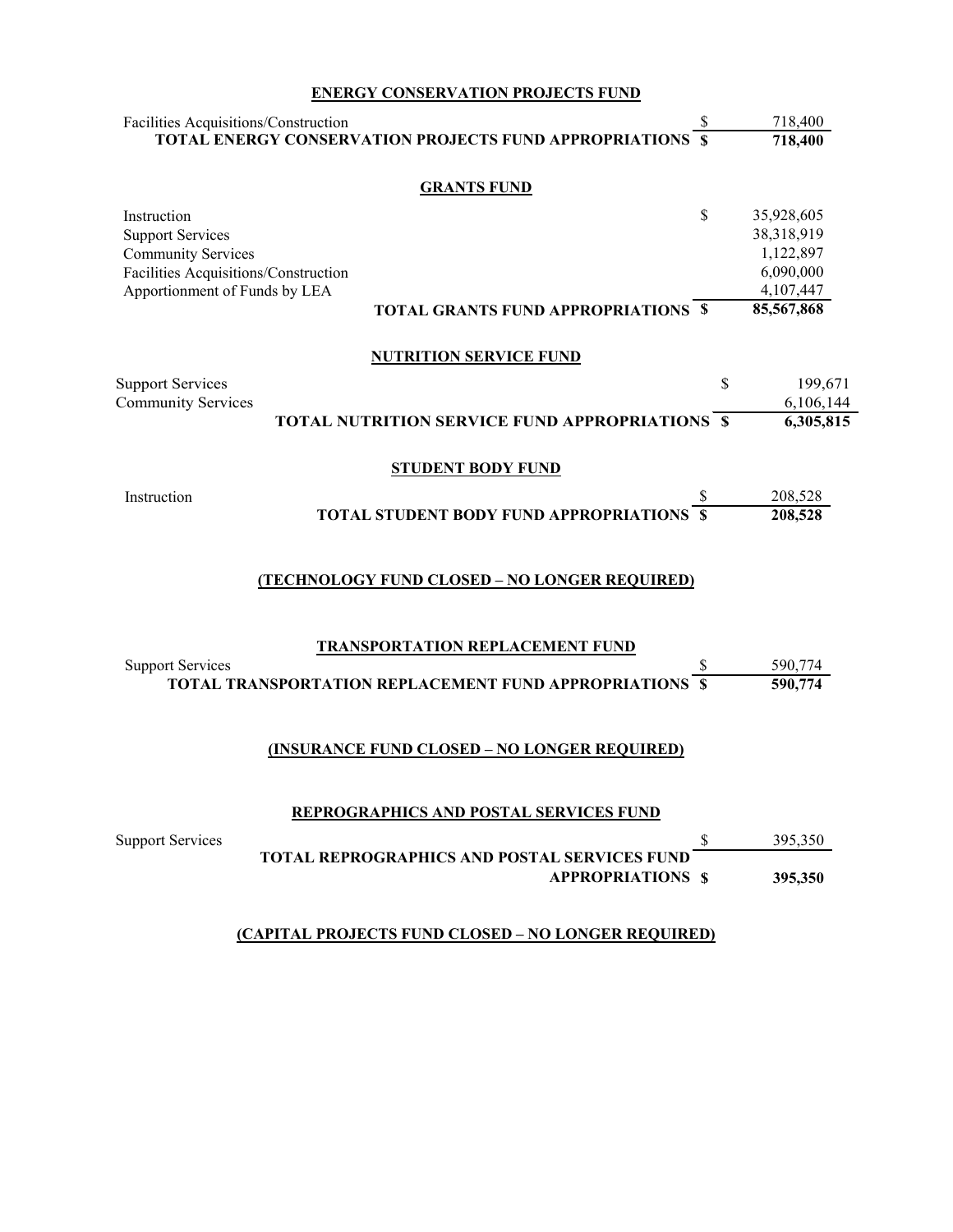## ENERGY CONSERVATION PROJECTS FUND

| | | |
|---|---|---|
| Facilities Acquisitions/Construction | $ | 718,400 |
| **TOTAL ENERGY CONSERVATION PROJECTS FUND APPROPRIATIONS** | **$** | **718,400** |

## GRANTS FUND

| | | |
|---|---|---|
| Instruction | $ | 35,928,605 |
| Support Services | | 38,318,919 |
| Community Services | | 1,122,897 |
| Facilities Acquisitions/Construction | | 6,090,000 |
| Apportionment of Funds by LEA | | 4,107,447 |
| **TOTAL GRANTS FUND APPROPRIATIONS** | **$** | **85,567,868** |

## NUTRITION SERVICE FUND

| | | |
|---|---|---|
| Support Services | $ | 199,671 |
| Community Services | | 6,106,144 |
| **TOTAL NUTRITION SERVICE FUND APPROPRIATIONS** | **$** | **6,305,815** |

## STUDENT BODY FUND

| | | |
|---|---|---|
| Instruction | $ | 208,528 |
| **TOTAL STUDENT BODY FUND APPROPRIATIONS** | **$** | **208,528** |

## (TECHNOLOGY FUND CLOSED – NO LONGER REQUIRED)

## TRANSPORTATION REPLACEMENT FUND

| | | |
|---|---|---|
| Support Services | $ | 590,774 |
| **TOTAL TRANSPORTATION REPLACEMENT FUND APPROPRIATIONS** | **$** | **590,774** |

## (INSURANCE FUND CLOSED – NO LONGER REQUIRED)

## REPROGRAPHICS AND POSTAL SERVICES FUND

| | | |
|---|---|---|
| Support Services | $ | 395,350 |
| **TOTAL REPROGRAPHICS AND POSTAL SERVICES FUND APPROPRIATIONS** | **$** | **395,350** |

## (CAPITAL PROJECTS FUND CLOSED – NO LONGER REQUIRED)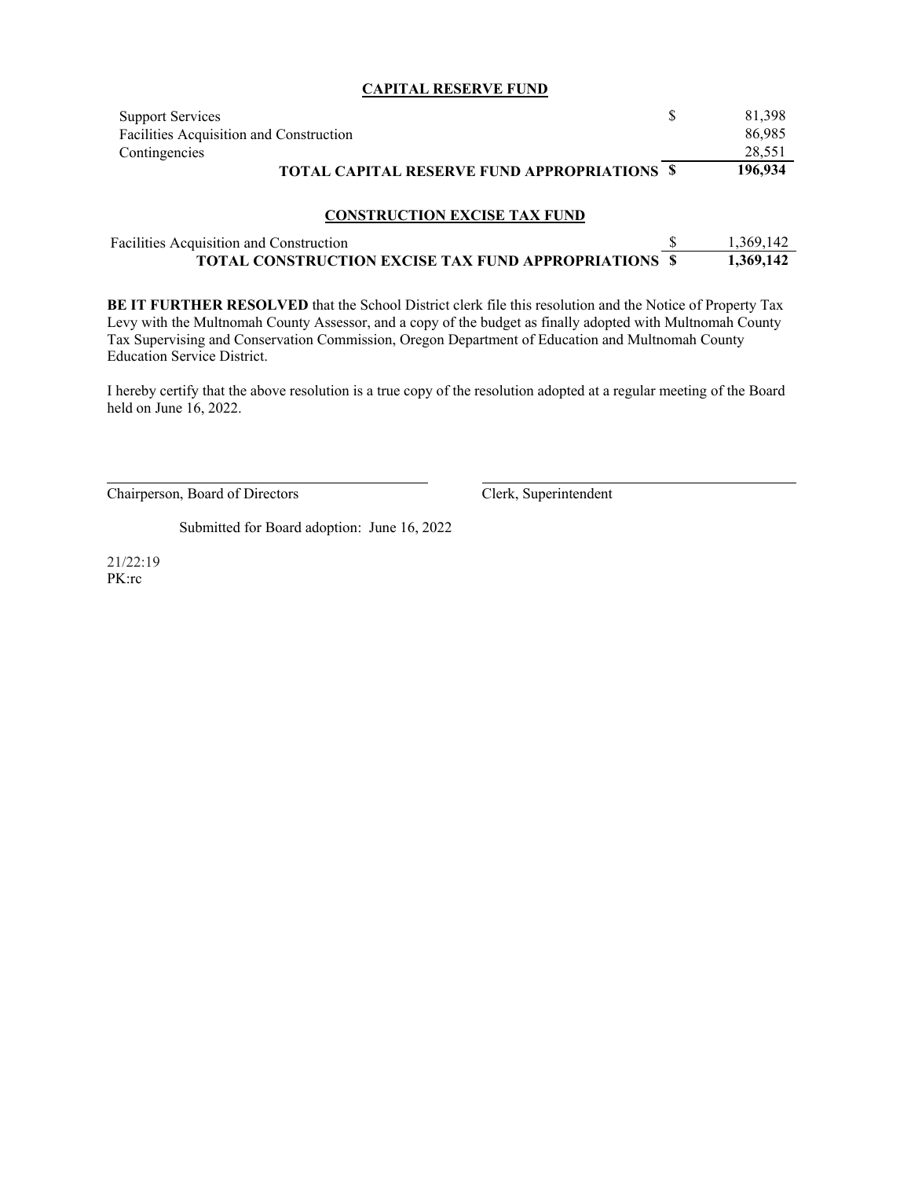**CAPITAL RESERVE FUND**

| | | |
|---|---|---|
| Support Services | $ | 81,398 |
| Facilities Acquisition and Construction | | 86,985 |
| Contingencies | | 28,551 |
| **TOTAL CAPITAL RESERVE FUND APPROPRIATIONS** | **$** | **196,934** |

**CONSTRUCTION EXCISE TAX FUND**

| | | |
|---|---|---|
| Facilities Acquisition and Construction | $ | 1,369,142 |
| **TOTAL CONSTRUCTION EXCISE TAX FUND APPROPRIATIONS** | **$** | **1,369,142** |

**BE IT FURTHER RESOLVED** that the School District clerk file this resolution and the Notice of Property Tax Levy with the Multnomah County Assessor, and a copy of the budget as finally adopted with Multnomah County Tax Supervising and Conservation Commission, Oregon Department of Education and Multnomah County Education Service District.

I hereby certify that the above resolution is a true copy of the resolution adopted at a regular meeting of the Board held on June 16, 2022.

Chairperson, Board of Directors

Clerk, Superintendent

Submitted for Board adoption: June 16, 2022

21/22:19
PK:rc